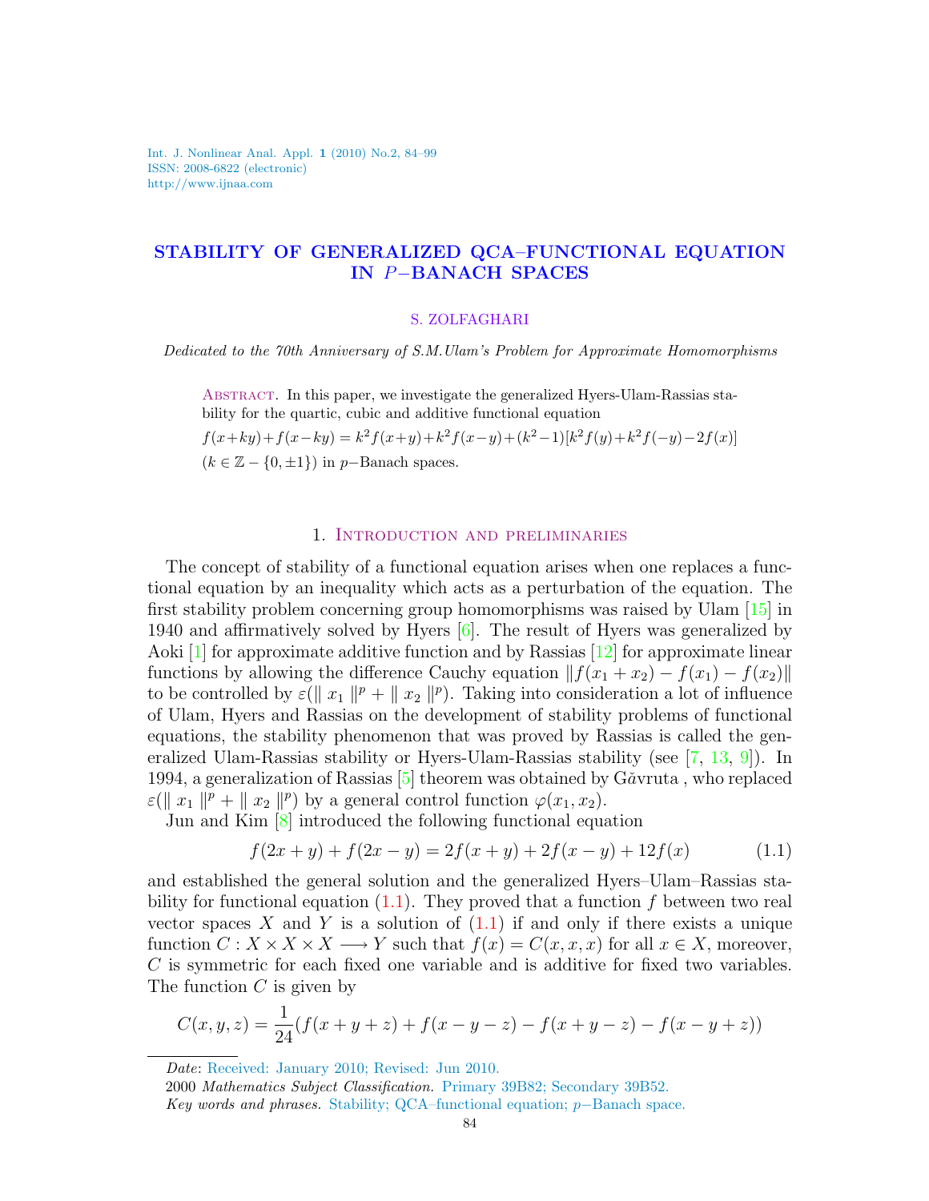# STABILITY OF GENERALIZED QCA–FUNCTIONAL EQUATION IN $P$–BANACH SPACES

S. ZOLFAGHARI

*Dedicated to the 70th Anniversary of S.M.Ulam's Problem for Approximate Homomorphisms*

Abstract. In this paper, we investigate the generalized Hyers-Ulam-Rassias stability for the quartic, cubic and additive functional equation

$f(x+ky)+f(x-ky) = k^2f(x+y)+k^2f(x-y)+(k^2-1)[k^2f(y)+k^2f(-y)-2f(x)]$

$(k \in \mathbb{Z} - \{0, \pm 1\})$ in $p$–Banach spaces.

## 1. Introduction and preliminaries

The concept of stability of a functional equation arises when one replaces a functional equation by an inequality which acts as a perturbation of the equation. The first stability problem concerning group homomorphisms was raised by Ulam [15] in 1940 and affirmatively solved by Hyers [6]. The result of Hyers was generalized by Aoki [1] for approximate additive function and by Rassias [12] for approximate linear functions by allowing the difference Cauchy equation $\|f(x_1 + x_2) - f(x_1) - f(x_2)\|$ to be controlled by $\varepsilon(\| x_1 \|^p + \| x_2 \|^p)$. Taking into consideration a lot of influence of Ulam, Hyers and Rassias on the development of stability problems of functional equations, the stability phenomenon that was proved by Rassias is called the generalized Ulam-Rassias stability or Hyers-Ulam-Rassias stability (see [7, 13, 9]). In 1994, a generalization of Rassias [5] theorem was obtained by Găvruta , who replaced $\varepsilon(\| x_1 \|^p + \| x_2 \|^p)$ by a general control function $\varphi(x_1, x_2)$.

Jun and Kim [8] introduced the following functional equation

$$f(2x + y) + f(2x - y) = 2f(x + y) + 2f(x - y) + 12f(x) \tag{1.1}$$

and established the general solution and the generalized Hyers–Ulam–Rassias stability for functional equation (1.1). They proved that a function $f$ between two real vector spaces $X$ and $Y$ is a solution of (1.1) if and only if there exists a unique function $C : X \times X \times X \longrightarrow Y$ such that $f(x) = C(x, x, x)$ for all $x \in X$, moreover, $C$ is symmetric for each fixed one variable and is additive for fixed two variables. The function $C$ is given by

$$C(x, y, z) = \frac{1}{24}(f(x + y + z) + f(x - y - z) - f(x + y - z) - f(x - y + z))$$

*Date*: Received: January 2010; Revised: Jun 2010.

2000 *Mathematics Subject Classification.* Primary 39B82; Secondary 39B52.

*Key words and phrases.* Stability; QCA–functional equation; $p$–Banach space.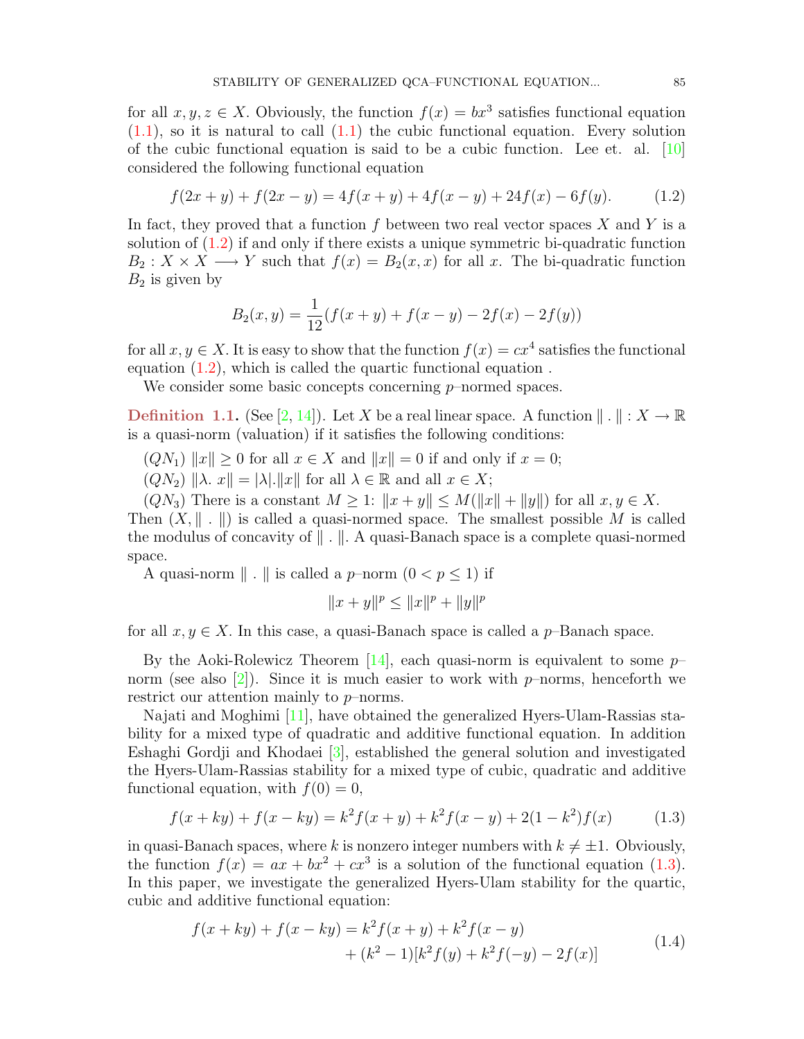for all $x, y, z \in X$. Obviously, the function $f(x) = bx^3$ satisfies functional equation (1.1), so it is natural to call (1.1) the cubic functional equation. Every solution of the cubic functional equation is said to be a cubic function. Lee et. al. [10] considered the following functional equation

$$f(2x + y) + f(2x - y) = 4f(x + y) + 4f(x - y) + 24f(x) - 6f(y). \tag{1.2}$$

In fact, they proved that a function $f$ between two real vector spaces $X$ and $Y$ is a solution of (1.2) if and only if there exists a unique symmetric bi-quadratic function $B_2 : X \times X \longrightarrow Y$ such that $f(x) = B_2(x, x)$ for all $x$. The bi-quadratic function $B_2$ is given by

$$B_2(x, y) = \frac{1}{12}(f(x + y) + f(x - y) - 2f(x) - 2f(y))$$

for all $x, y \in X$. It is easy to show that the function $f(x) = cx^4$ satisfies the functional equation (1.2), which is called the quartic functional equation .

We consider some basic concepts concerning $p$–normed spaces.

**Definition 1.1.** (See [2, 14]). Let $X$ be a real linear space. A function $\| \, . \, \| : X \to \mathbb{R}$ is a quasi-norm (valuation) if it satisfies the following conditions:

$(QN_1)$ $\|x\| \geq 0$ for all $x \in X$ and $\|x\| = 0$ if and only if $x = 0$;

$(QN_2)$ $\|\lambda. \, x\| = |\lambda|.\|x\|$ for all $\lambda \in \mathbb{R}$ and all $x \in X$;

$(QN_3)$ There is a constant $M \geq 1$: $\|x + y\| \leq M(\|x\| + \|y\|)$ for all $x, y \in X$.

Then $(X, \| \, . \, \|)$ is called a quasi-normed space. The smallest possible $M$ is called the modulus of concavity of $\| \, . \, \|$. A quasi-Banach space is a complete quasi-normed space.

A quasi-norm $\| \, . \, \|$ is called a $p$–norm $(0 < p \leq 1)$ if

$$\|x + y\|^p \leq \|x\|^p + \|y\|^p$$

for all $x, y \in X$. In this case, a quasi-Banach space is called a $p$–Banach space.

By the Aoki-Rolewicz Theorem [14], each quasi-norm is equivalent to some $p$–norm (see also [2]). Since it is much easier to work with $p$–norms, henceforth we restrict our attention mainly to $p$–norms.

Najati and Moghimi [11], have obtained the generalized Hyers-Ulam-Rassias stability for a mixed type of quadratic and additive functional equation. In addition Eshaghi Gordji and Khodaei [3], established the general solution and investigated the Hyers-Ulam-Rassias stability for a mixed type of cubic, quadratic and additive functional equation, with $f(0) = 0$,

$$f(x + ky) + f(x - ky) = k^2 f(x + y) + k^2 f(x - y) + 2(1 - k^2)f(x) \tag{1.3}$$

in quasi-Banach spaces, where $k$ is nonzero integer numbers with $k \neq \pm 1$. Obviously, the function $f(x) = ax + bx^2 + cx^3$ is a solution of the functional equation (1.3). In this paper, we investigate the generalized Hyers-Ulam stability for the quartic, cubic and additive functional equation:

$$\begin{aligned} f(x + ky) + f(x - ky) &= k^2 f(x + y) + k^2 f(x - y) \\ &\quad + (k^2 - 1)[k^2 f(y) + k^2 f(-y) - 2f(x)] \end{aligned} \tag{1.4}$$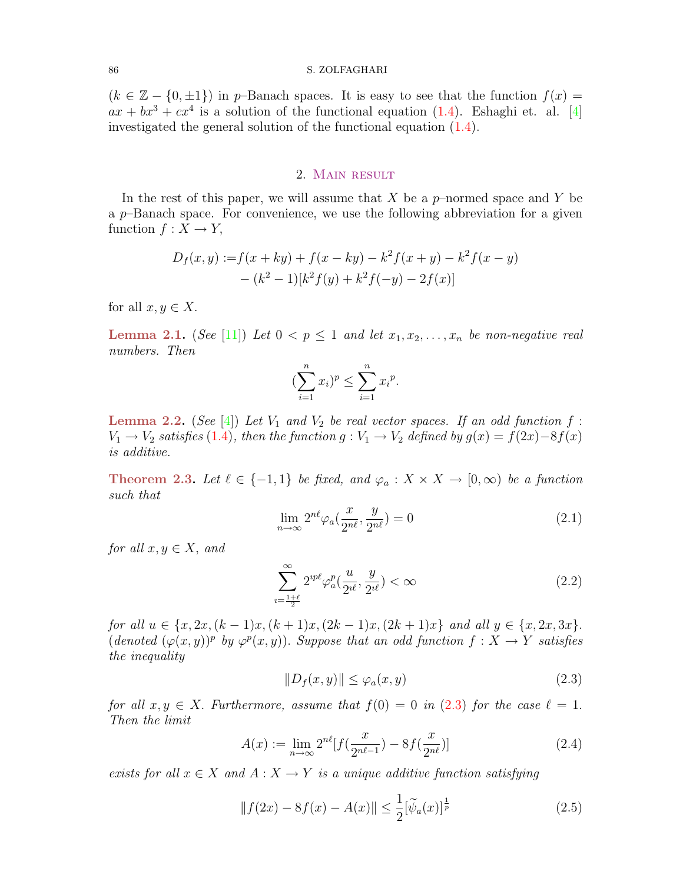($k \in \mathbb{Z} - \{0, \pm 1\}$) in $p$–Banach spaces. It is easy to see that the function $f(x) = ax + bx^3 + cx^4$ is a solution of the functional equation (1.4). Eshaghi et. al. [4] investigated the general solution of the functional equation (1.4).

## 2. Main result

In the rest of this paper, we will assume that $X$ be a $p$–normed space and $Y$ be a $p$–Banach space. For convenience, we use the following abbreviation for a given function $f : X \to Y$,

$$\begin{aligned} D_f(x,y) :=& f(x+ky) + f(x-ky) - k^2 f(x+y) - k^2 f(x-y) \\ &- (k^2-1)[k^2 f(y) + k^2 f(-y) - 2f(x)] \end{aligned}$$

for all $x, y \in X$.

**Lemma 2.1.** *(See [11]) Let $0 < p \leq 1$ and let $x_1, x_2, \ldots, x_n$ be non-negative real numbers. Then*

$$(\sum_{i=1}^{n} x_i)^p \leq \sum_{i=1}^{n} {x_i}^p.$$

**Lemma 2.2.** *(See [4]) Let $V_1$ and $V_2$ be real vector spaces. If an odd function $f : V_1 \to V_2$ satisfies (1.4), then the function $g : V_1 \to V_2$ defined by $g(x) = f(2x) - 8f(x)$ is additive.*

**Theorem 2.3.** *Let $\ell \in \{-1, 1\}$ be fixed, and $\varphi_a : X \times X \to [0, \infty)$ be a function such that*

$$\lim_{n \to \infty} 2^{n\ell} \varphi_a(\frac{x}{2^{n\ell}}, \frac{y}{2^{n\ell}}) = 0 \tag{2.1}$$

*for all $x, y \in X$, and*

$$\sum_{\imath = \frac{1+\ell}{2}}^{\infty} 2^{\imath p \ell} \varphi_a^p(\frac{u}{2^{\imath \ell}}, \frac{y}{2^{\imath \ell}}) < \infty \tag{2.2}$$

*for all $u \in \{x, 2x, (k-1)x, (k+1)x, (2k-1)x, (2k+1)x\}$ and all $y \in \{x, 2x, 3x\}$. (denoted $(\varphi(x,y))^p$ by $\varphi^p(x,y)$). Suppose that an odd function $f : X \to Y$ satisfies the inequality*

$$\|D_f(x,y)\| \leq \varphi_a(x,y) \tag{2.3}$$

*for all $x, y \in X$. Furthermore, assume that $f(0) = 0$ in (2.3) for the case $\ell = 1$. Then the limit*

$$A(x) := \lim_{n \to \infty} 2^{n\ell} [f(\frac{x}{2^{n\ell - 1}}) - 8f(\frac{x}{2^{n\ell}})] \tag{2.4}$$

*exists for all $x \in X$ and $A : X \to Y$ is a unique additive function satisfying*

$$\|f(2x) - 8f(x) - A(x)\| \leq \frac{1}{2}[\widetilde{\psi}_a(x)]^{\frac{1}{p}} \tag{2.5}$$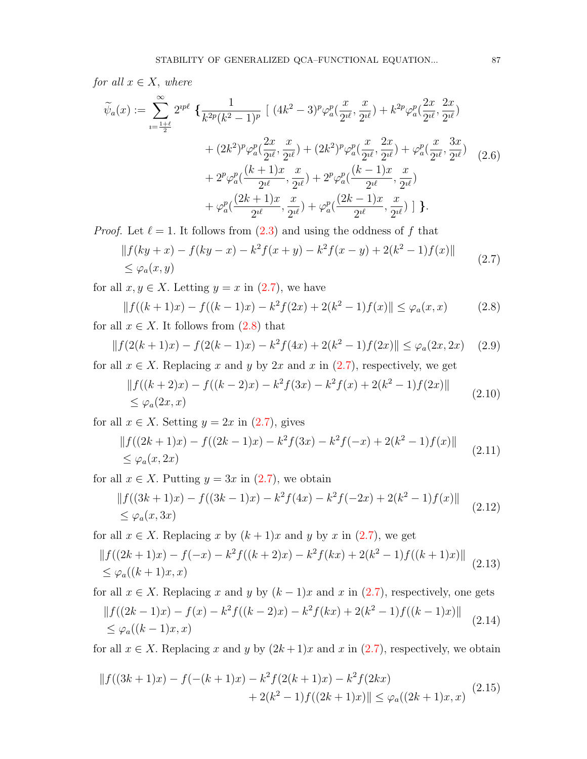*for all $x \in X$, where*

$$
\begin{aligned}
\widetilde{\psi}_a(x) := \sum_{\imath=\frac{1+\ell}{2}}^{\infty} 2^{\imath p \ell} \ \Big\{ \frac{1}{k^{2p}(k^2-1)^p} \ \Big[ \ & (4k^2-3)^p \varphi_a^p(\frac{x}{2^{\imath\ell}}, \frac{x}{2^{\imath\ell}}) + k^{2p}\varphi_a^p(\frac{2x}{2^{\imath\ell}}, \frac{2x}{2^{\imath\ell}}) \\
& + (2k^2)^p \varphi_a^p(\frac{2x}{2^{\imath\ell}}, \frac{x}{2^{\imath\ell}}) + (2k^2)^p \varphi_a^p(\frac{x}{2^{\imath\ell}}, \frac{2x}{2^{\imath\ell}}) + \varphi_a^p(\frac{x}{2^{\imath\ell}}, \frac{3x}{2^{\imath\ell}}) \\
& + 2^p \varphi_a^p(\frac{(k+1)x}{2^{\imath\ell}}, \frac{x}{2^{\imath\ell}}) + 2^p \varphi_a^p(\frac{(k-1)x}{2^{\imath\ell}}, \frac{x}{2^{\imath\ell}}) \\
& + \varphi_a^p(\frac{(2k+1)x}{2^{\imath\ell}}, \frac{x}{2^{\imath\ell}}) + \varphi_a^p(\frac{(2k-1)x}{2^{\imath\ell}}, \frac{x}{2^{\imath\ell}}) \ \Big] \ \Big\}.
\end{aligned} \tag{2.6}
$$

*Proof.* Let $\ell = 1$. It follows from (2.3) and using the oddness of $f$ that

$$
\begin{aligned}
& \|f(ky+x) - f(ky-x) - k^2 f(x+y) - k^2 f(x-y) + 2(k^2-1)f(x)\| \\
& \leq \varphi_a(x,y)
\end{aligned} \tag{2.7}
$$

for all $x, y \in X$. Letting $y = x$ in (2.7), we have

$$
\|f((k+1)x) - f((k-1)x) - k^2 f(2x) + 2(k^2-1)f(x)\| \leq \varphi_a(x,x) \tag{2.8}
$$

for all $x \in X$. It follows from (2.8) that

$$
\|f(2(k+1)x) - f(2(k-1)x) - k^2 f(4x) + 2(k^2-1)f(2x)\| \leq \varphi_a(2x, 2x) \tag{2.9}
$$

for all $x \in X$. Replacing $x$ and $y$ by $2x$ and $x$ in (2.7), respectively, we get

$$
\begin{aligned}
& \|f((k+2)x) - f((k-2)x) - k^2 f(3x) - k^2 f(x) + 2(k^2-1)f(2x)\| \\
& \leq \varphi_a(2x, x)
\end{aligned} \tag{2.10}
$$

for all $x \in X$. Setting $y = 2x$ in (2.7), gives

$$
\begin{aligned}
& \|f((2k+1)x) - f((2k-1)x) - k^2 f(3x) - k^2 f(-x) + 2(k^2-1)f(x)\| \\
& \leq \varphi_a(x, 2x)
\end{aligned} \tag{2.11}
$$

for all $x \in X$. Putting $y = 3x$ in (2.7), we obtain

$$
\begin{aligned}
& \|f((3k+1)x) - f((3k-1)x) - k^2 f(4x) - k^2 f(-2x) + 2(k^2-1)f(x)\| \\
& \leq \varphi_a(x, 3x)
\end{aligned} \tag{2.12}
$$

for all $x \in X$. Replacing $x$ by $(k+1)x$ and $y$ by $x$ in (2.7), we get

$$
\begin{aligned}
& \|f((2k+1)x) - f(-x) - k^2 f((k+2)x) - k^2 f(kx) + 2(k^2-1)f((k+1)x)\| \\
& \leq \varphi_a((k+1)x, x)
\end{aligned} \tag{2.13}
$$

for all $x \in X$. Replacing $x$ and $y$ by $(k-1)x$ and $x$ in (2.7), respectively, one gets

$$
\begin{aligned}
& \|f((2k-1)x) - f(x) - k^2 f((k-2)x) - k^2 f(kx) + 2(k^2-1)f((k-1)x)\| \\
& \leq \varphi_a((k-1)x, x)
\end{aligned} \tag{2.14}
$$

for all $x \in X$. Replacing $x$ and $y$ by $(2k+1)x$ and $x$ in (2.7), respectively, we obtain

$$
\begin{aligned}
\|f((3k+1)x) - f(-(k+1)x) - k^2 f(2(k+1)x) - k^2 f(2kx) \\
+ 2(k^2-1)f((2k+1)x)\| \leq \varphi_a((2k+1)x, x)
\end{aligned} \tag{2.15}
$$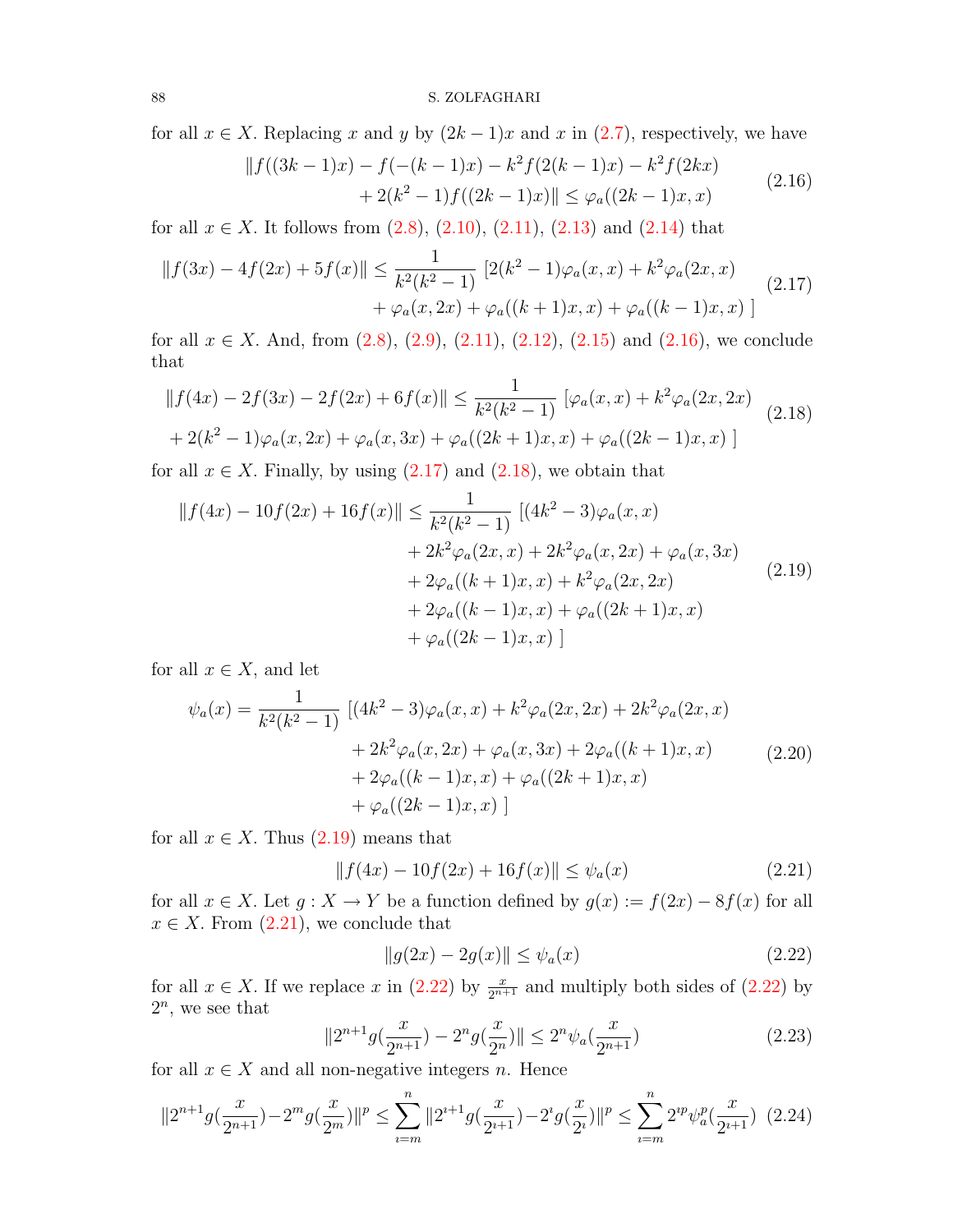for all $x \in X$. Replacing $x$ and $y$ by $(2k-1)x$ and $x$ in (2.7), respectively, we have

$$\begin{aligned} \|f((3k-1)x) - f(-(k-1)x) - k^2 f(2(k-1)x) - k^2 f(2kx) \\ + 2(k^2-1) f((2k-1)x)\| \le \varphi_a((2k-1)x, x) \end{aligned} \tag{2.16}$$

for all $x \in X$. It follows from (2.8), (2.10), (2.11), (2.13) and (2.14) that

$$\begin{aligned} \|f(3x) - 4f(2x) + 5f(x)\| \le \frac{1}{k^2(k^2-1)} \ [2(k^2-1)\varphi_a(x,x) + k^2\varphi_a(2x,x) \\ + \varphi_a(x,2x) + \varphi_a((k+1)x,x) + \varphi_a((k-1)x,x) \ ] \end{aligned} \tag{2.17}$$

for all $x \in X$. And, from (2.8), (2.9), (2.11), (2.12), (2.15) and (2.16), we conclude that

$$\begin{aligned} \|f(4x) - 2f(3x) - 2f(2x) + 6f(x)\| \le \frac{1}{k^2(k^2-1)} \ [\varphi_a(x,x) + k^2\varphi_a(2x,2x) \\ + 2(k^2-1)\varphi_a(x,2x) + \varphi_a(x,3x) + \varphi_a((2k+1)x,x) + \varphi_a((2k-1)x,x) \ ] \end{aligned} \tag{2.18}$$

for all $x \in X$. Finally, by using (2.17) and (2.18), we obtain that

$$\begin{aligned} \|f(4x) - 10f(2x) + 16f(x)\| \le \frac{1}{k^2(k^2-1)} \ &[(4k^2-3)\varphi_a(x,x) \\ &+ 2k^2\varphi_a(2x,x) + 2k^2\varphi_a(x,2x) + \varphi_a(x,3x) \\ &+ 2\varphi_a((k+1)x,x) + k^2\varphi_a(2x,2x) \\ &+ 2\varphi_a((k-1)x,x) + \varphi_a((2k+1)x,x) \\ &+ \varphi_a((2k-1)x,x) \ ] \end{aligned} \tag{2.19}$$

for all $x \in X$, and let

$$\begin{aligned} \psi_a(x) = \frac{1}{k^2(k^2-1)} \ &[(4k^2-3)\varphi_a(x,x) + k^2\varphi_a(2x,2x) + 2k^2\varphi_a(2x,x) \\ &+ 2k^2\varphi_a(x,2x) + \varphi_a(x,3x) + 2\varphi_a((k+1)x,x) \\ &+ 2\varphi_a((k-1)x,x) + \varphi_a((2k+1)x,x) \\ &+ \varphi_a((2k-1)x,x) \ ] \end{aligned} \tag{2.20}$$

for all $x \in X$. Thus (2.19) means that

$$\|f(4x) - 10f(2x) + 16f(x)\| \le \psi_a(x) \tag{2.21}$$

for all $x \in X$. Let $g : X \to Y$ be a function defined by $g(x) := f(2x) - 8f(x)$ for all $x \in X$. From (2.21), we conclude that

$$\|g(2x) - 2g(x)\| \le \psi_a(x) \tag{2.22}$$

for all $x \in X$. If we replace $x$ in (2.22) by $\frac{x}{2^{n+1}}$ and multiply both sides of (2.22) by $2^n$, we see that

$$\|2^{n+1}g(\frac{x}{2^{n+1}}) - 2^n g(\frac{x}{2^n})\| \le 2^n \psi_a(\frac{x}{2^{n+1}}) \tag{2.23}$$

for all $x \in X$ and all non-negative integers $n$. Hence

$$\|2^{n+1}g(\frac{x}{2^{n+1}}) - 2^m g(\frac{x}{2^m})\|^p \le \sum_{\imath=m}^{n} \|2^{\imath+1}g(\frac{x}{2^{\imath+1}}) - 2^\imath g(\frac{x}{2^\imath})\|^p \le \sum_{\imath=m}^{n} 2^{\imath p}\psi_a^p(\frac{x}{2^{\imath+1}}) \tag{2.24}$$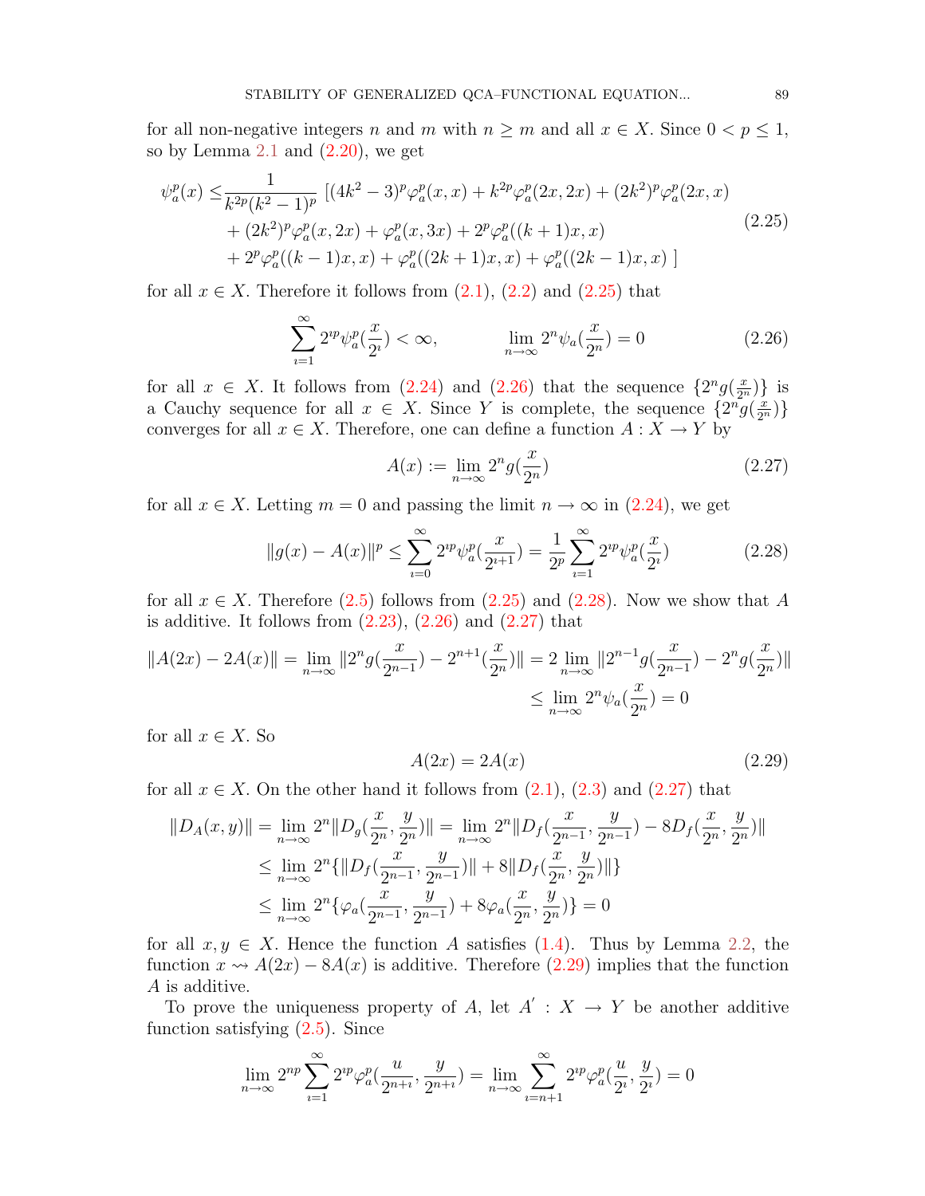for all non-negative integers $n$ and $m$ with $n \geq m$ and all $x \in X$. Since $0 < p \leq 1$, so by Lemma 2.1 and (2.20), we get

$$\begin{aligned}\psi_a^p(x) \leq &\frac{1}{k^{2p}(k^2-1)^p} \; [(4k^2-3)^p\varphi_a^p(x,x) + k^{2p}\varphi_a^p(2x,2x) + (2k^2)^p\varphi_a^p(2x,x) \\ &+ (2k^2)^p\varphi_a^p(x,2x) + \varphi_a^p(x,3x) + 2^p\varphi_a^p((k+1)x,x) \\ &+ 2^p\varphi_a^p((k-1)x,x) + \varphi_a^p((2k+1)x,x) + \varphi_a^p((2k-1)x,x) \;]\end{aligned} \tag{2.25}$$

for all $x \in X$. Therefore it follows from (2.1), (2.2) and (2.25) that

$$\sum_{\imath=1}^{\infty} 2^{\imath p}\psi_a^p(\frac{x}{2^\imath}) < \infty, \qquad\qquad \lim_{n\to\infty} 2^n\psi_a(\frac{x}{2^n}) = 0 \tag{2.26}$$

for all $x \in X$. It follows from (2.24) and (2.26) that the sequence $\{2^n g(\frac{x}{2^n})\}$ is a Cauchy sequence for all $x \in X$. Since $Y$ is complete, the sequence $\{2^n g(\frac{x}{2^n})\}$ converges for all $x \in X$. Therefore, one can define a function $A : X \to Y$ by

$$A(x) := \lim_{n\to\infty} 2^n g(\frac{x}{2^n}) \tag{2.27}$$

for all $x \in X$. Letting $m = 0$ and passing the limit $n \to \infty$ in (2.24), we get

$$\|g(x) - A(x)\|^p \leq \sum_{\imath=0}^{\infty} 2^{\imath p}\psi_a^p(\frac{x}{2^{\imath+1}}) = \frac{1}{2^p}\sum_{\imath=1}^{\infty} 2^{\imath p}\psi_a^p(\frac{x}{2^\imath}) \tag{2.28}$$

for all $x \in X$. Therefore (2.5) follows from (2.25) and (2.28). Now we show that $A$ is additive. It follows from (2.23), (2.26) and (2.27) that

$$\begin{aligned}\|A(2x) - 2A(x)\| = \lim_{n\to\infty} \|2^n g(\frac{x}{2^{n-1}}) - 2^{n+1}(\frac{x}{2^n})\| &= 2\lim_{n\to\infty} \|2^{n-1} g(\frac{x}{2^{n-1}}) - 2^n g(\frac{x}{2^n})\| \\ &\leq \lim_{n\to\infty} 2^n \psi_a(\frac{x}{2^n}) = 0\end{aligned}$$

for all $x \in X$. So

$$A(2x) = 2A(x) \tag{2.29}$$

for all $x \in X$. On the other hand it follows from (2.1), (2.3) and (2.27) that

$$\begin{aligned}\|D_A(x,y)\| &= \lim_{n\to\infty} 2^n\|D_g(\frac{x}{2^n},\frac{y}{2^n})\| = \lim_{n\to\infty} 2^n\|D_f(\frac{x}{2^{n-1}},\frac{y}{2^{n-1}}) - 8D_f(\frac{x}{2^n},\frac{y}{2^n})\| \\ &\leq \lim_{n\to\infty} 2^n\{\|D_f(\frac{x}{2^{n-1}},\frac{y}{2^{n-1}})\| + 8\|D_f(\frac{x}{2^n},\frac{y}{2^n})\|\} \\ &\leq \lim_{n\to\infty} 2^n\{\varphi_a(\frac{x}{2^{n-1}},\frac{y}{2^{n-1}}) + 8\varphi_a(\frac{x}{2^n},\frac{y}{2^n})\} = 0\end{aligned}$$

for all $x, y \in X$. Hence the function $A$ satisfies (1.4). Thus by Lemma 2.2, the function $x \rightsquigarrow A(2x) - 8A(x)$ is additive. Therefore (2.29) implies that the function $A$ is additive.

To prove the uniqueness property of $A$, let $A' : X \to Y$ be another additive function satisfying (2.5). Since

$$\lim_{n\to\infty} 2^{np}\sum_{\imath=1}^{\infty} 2^{\imath p}\varphi_a^p(\frac{u}{2^{n+\imath}},\frac{y}{2^{n+\imath}}) = \lim_{n\to\infty} \sum_{\imath=n+1}^{\infty} 2^{\imath p}\varphi_a^p(\frac{u}{2^\imath},\frac{y}{2^\imath}) = 0$$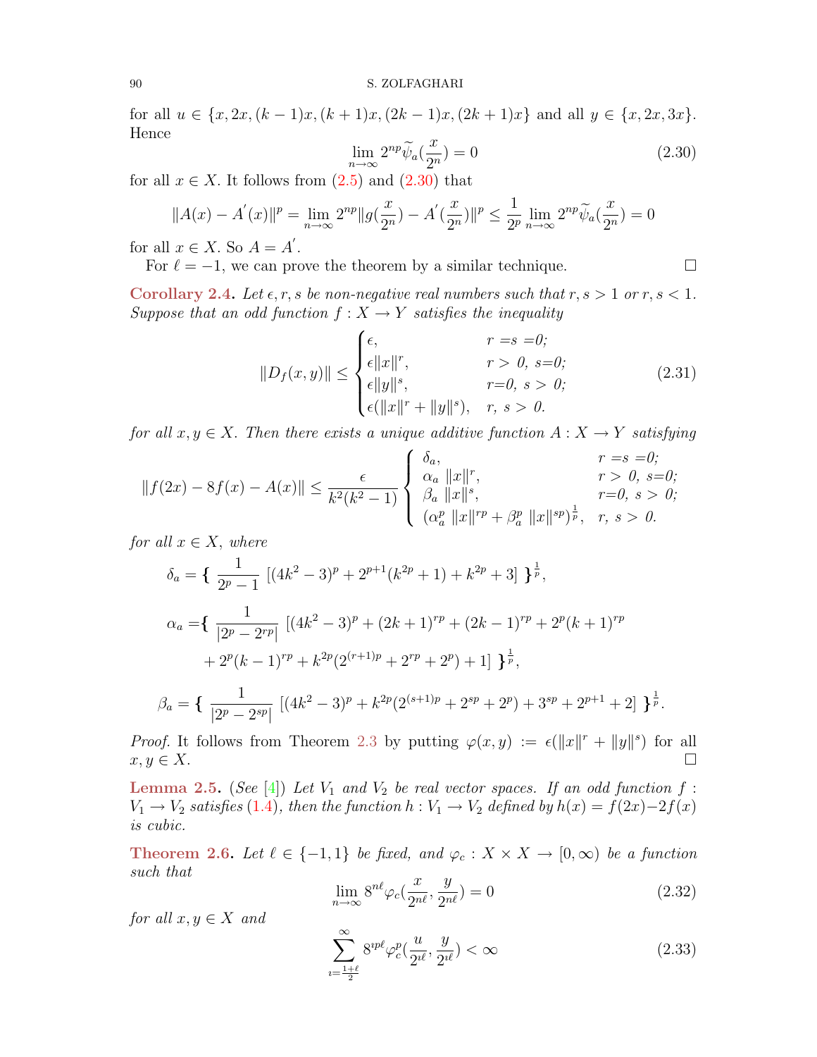for all $u \in \{x, 2x, (k-1)x, (k+1)x, (2k-1)x, (2k+1)x\}$ and all $y \in \{x, 2x, 3x\}$. Hence

$$\lim_{n\to\infty} 2^{np}\widetilde{\psi}_a(\frac{x}{2^n}) = 0 \tag{2.30}$$

for all $x \in X$. It follows from (2.5) and (2.30) that

$$\|A(x) - A'(x)\|^p = \lim_{n\to\infty} 2^{np}\|g(\frac{x}{2^n}) - A'(\frac{x}{2^n})\|^p \le \frac{1}{2^p}\lim_{n\to\infty} 2^{np}\widetilde{\psi}_a(\frac{x}{2^n}) = 0$$

for all $x \in X$. So $A = A'$.

For $\ell = -1$, we can prove the theorem by a similar technique. □

**Corollary 2.4.** *Let $\epsilon, r, s$ be non-negative real numbers such that $r, s > 1$ or $r, s < 1$. Suppose that an odd function $f : X \to Y$ satisfies the inequality*

$$\|D_f(x,y)\| \le \begin{cases} \epsilon, & r = s = 0; \\ \epsilon\|x\|^r, & r > 0,\ s = 0; \\ \epsilon\|y\|^s, & r = 0,\ s > 0; \\ \epsilon(\|x\|^r + \|y\|^s), & r,\ s > 0. \end{cases} \tag{2.31}$$

*for all $x, y \in X$. Then there exists a unique additive function $A : X \to Y$ satisfying*

$$\|f(2x) - 8f(x) - A(x)\| \le \frac{\epsilon}{k^2(k^2-1)} \begin{cases} \delta_a, & r = s = 0; \\ \alpha_a\ \|x\|^r, & r > 0,\ s = 0; \\ \beta_a\ \|x\|^s, & r = 0,\ s > 0; \\ (\alpha_a^p\ \|x\|^{rp} + \beta_a^p\ \|x\|^{sp})^{\frac{1}{p}}, & r,\ s > 0. \end{cases}$$

*for all $x \in X$, where*

$$\delta_a = \Big\{\ \frac{1}{2^p - 1}\ [(4k^2-3)^p + 2^{p+1}(k^{2p}+1) + k^{2p} + 3]\ \Big\}^{\frac{1}{p}},$$

$$\alpha_a = \Big\{\ \frac{1}{|2^p - 2^{rp}|}\ [(4k^2-3)^p + (2k+1)^{rp} + (2k-1)^{rp} + 2^p(k+1)^{rp} + 2^p(k-1)^{rp} + k^{2p}(2^{(r+1)p} + 2^{rp} + 2^p) + 1]\ \Big\}^{\frac{1}{p}},$$

$$\beta_a = \Big\{\ \frac{1}{|2^p - 2^{sp}|}\ [(4k^2-3)^p + k^{2p}(2^{(s+1)p} + 2^{sp} + 2^p) + 3^{sp} + 2^{p+1} + 2]\ \Big\}^{\frac{1}{p}}.$$

*Proof.* It follows from Theorem 2.3 by putting $\varphi(x,y) := \epsilon(\|x\|^r + \|y\|^s)$ for all $x, y \in X$. □

**Lemma 2.5.** (See [4]) *Let $V_1$ and $V_2$ be real vector spaces. If an odd function $f : V_1 \to V_2$ satisfies (1.4), then the function $h : V_1 \to V_2$ defined by $h(x) = f(2x) - 2f(x)$ is cubic.*

**Theorem 2.6.** *Let $\ell \in \{-1, 1\}$ be fixed, and $\varphi_c : X \times X \to [0, \infty)$ be a function such that*

$$\lim_{n\to\infty} 8^{n\ell}\varphi_c(\frac{x}{2^{n\ell}}, \frac{y}{2^{n\ell}}) = 0 \tag{2.32}$$

*for all $x, y \in X$ and*

$$\sum_{\imath=\frac{1+\ell}{2}}^{\infty} 8^{\imath p\ell}\varphi_c^p(\frac{u}{2^{\imath\ell}}, \frac{y}{2^{\imath\ell}}) < \infty \tag{2.33}$$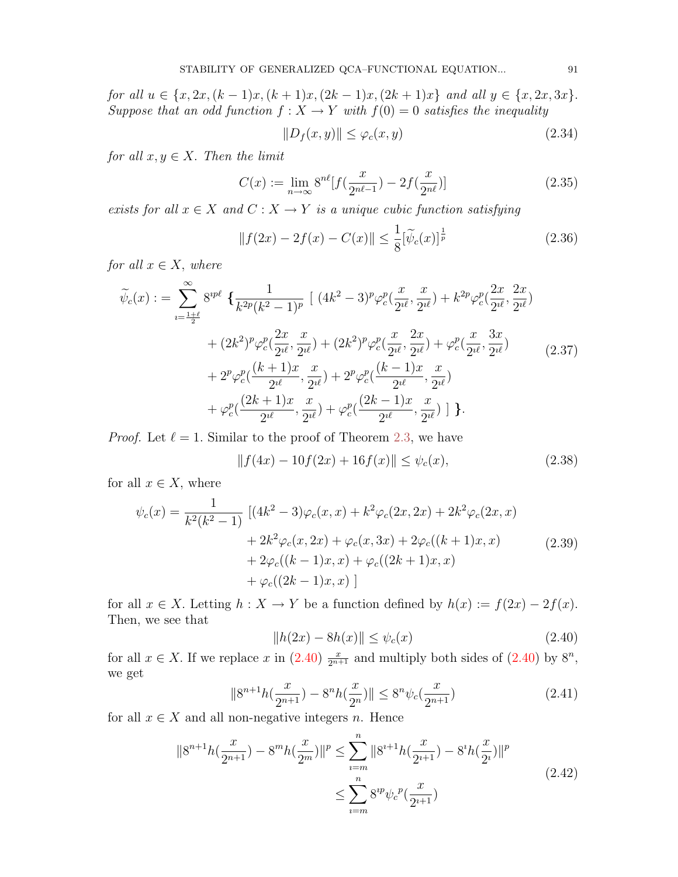*for all $u \in \{x, 2x, (k-1)x, (k+1)x, (2k-1)x, (2k+1)x\}$ and all $y \in \{x, 2x, 3x\}$. Suppose that an odd function $f : X \to Y$ with $f(0) = 0$ satisfies the inequality*

$$\|D_f(x, y)\| \le \varphi_c(x, y) \tag{2.34}$$

*for all $x, y \in X$. Then the limit*

$$C(x) := \lim_{n\to\infty} 8^{n\ell}[f(\frac{x}{2^{n\ell-1}}) - 2f(\frac{x}{2^{n\ell}})] \tag{2.35}$$

*exists for all $x \in X$ and $C : X \to Y$ is a unique cubic function satisfying*

$$\|f(2x) - 2f(x) - C(x)\| \le \frac{1}{8}[\widetilde{\psi}_c(x)]^{\frac{1}{p}} \tag{2.36}$$

*for all $x \in X$, where*

$$\begin{aligned}
\widetilde{\psi}_c(x) := \sum_{\imath=\frac{1+\ell}{2}}^{\infty} 8^{\imath p\ell} \Big\{ &\frac{1}{k^{2p}(k^2-1)^p} \Big[ (4k^2-3)^p \varphi_c^p(\frac{x}{2^{\imath\ell}}, \frac{x}{2^{\imath\ell}}) + k^{2p}\varphi_c^p(\frac{2x}{2^{\imath\ell}}, \frac{2x}{2^{\imath\ell}}) \\
&+ (2k^2)^p \varphi_c^p(\frac{2x}{2^{\imath\ell}}, \frac{x}{2^{\imath\ell}}) + (2k^2)^p \varphi_c^p(\frac{x}{2^{\imath\ell}}, \frac{2x}{2^{\imath\ell}}) + \varphi_c^p(\frac{x}{2^{\imath\ell}}, \frac{3x}{2^{\imath\ell}}) \\
&+ 2^p \varphi_c^p(\frac{(k+1)x}{2^{\imath\ell}}, \frac{x}{2^{\imath\ell}}) + 2^p \varphi_c^p(\frac{(k-1)x}{2^{\imath\ell}}, \frac{x}{2^{\imath\ell}}) \\
&+ \varphi_c^p(\frac{(2k+1)x}{2^{\imath\ell}}, \frac{x}{2^{\imath\ell}}) + \varphi_c^p(\frac{(2k-1)x}{2^{\imath\ell}}, \frac{x}{2^{\imath\ell}}) \Big] \Big\}.
\end{aligned} \tag{2.37}$$

*Proof.* Let $\ell = 1$. Similar to the proof of Theorem 2.3, we have

$$\|f(4x) - 10f(2x) + 16f(x)\| \le \psi_c(x), \tag{2.38}$$

for all $x \in X$, where

$$\begin{aligned}
\psi_c(x) = \frac{1}{k^2(k^2-1)} \ &[(4k^2-3)\varphi_c(x, x) + k^2\varphi_c(2x, 2x) + 2k^2\varphi_c(2x, x) \\
&+ 2k^2\varphi_c(x, 2x) + \varphi_c(x, 3x) + 2\varphi_c((k+1)x, x) \\
&+ 2\varphi_c((k-1)x, x) + \varphi_c((2k+1)x, x) \\
&+ \varphi_c((2k-1)x, x) \ ]
\end{aligned} \tag{2.39}$$

for all $x \in X$. Letting $h : X \to Y$ be a function defined by $h(x) := f(2x) - 2f(x)$. Then, we see that

$$\|h(2x) - 8h(x)\| \le \psi_c(x) \tag{2.40}$$

for all $x \in X$. If we replace $x$ in (2.40) $\frac{x}{2^{n+1}}$ and multiply both sides of (2.40) by $8^n$, we get

$$\|8^{n+1}h(\frac{x}{2^{n+1}}) - 8^n h(\frac{x}{2^n})\| \le 8^n \psi_c(\frac{x}{2^{n+1}}) \tag{2.41}$$

for all $x \in X$ and all non-negative integers $n$. Hence

$$\begin{aligned}
\|8^{n+1}h(\frac{x}{2^{n+1}}) - 8^m h(\frac{x}{2^m})\|^p &\le \sum_{\imath=m}^{n} \|8^{\imath+1}h(\frac{x}{2^{\imath+1}}) - 8^\imath h(\frac{x}{2^\imath})\|^p \\
&\le \sum_{\imath=m}^{n} 8^{\imath p} {\psi_c}^p(\frac{x}{2^{\imath+1}})
\end{aligned} \tag{2.42}$$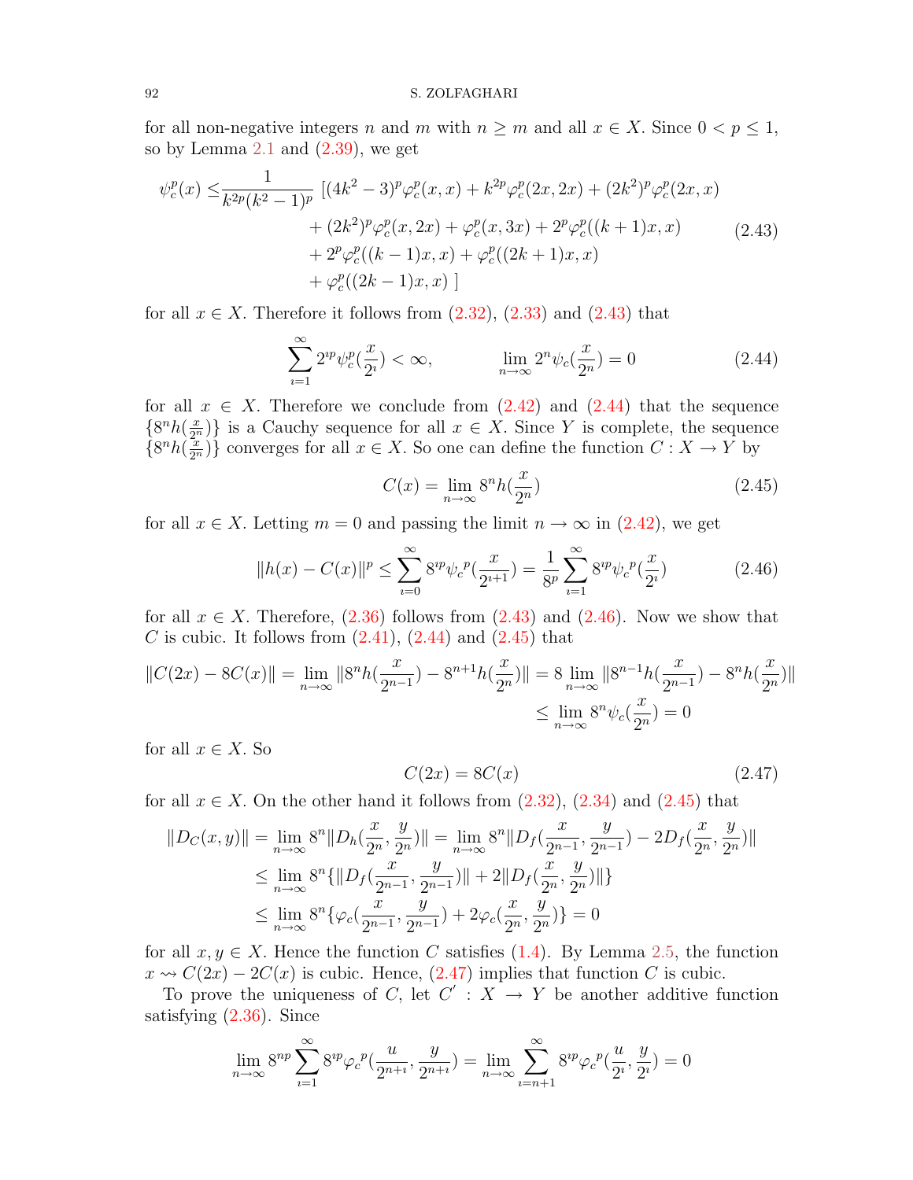for all non-negative integers $n$ and $m$ with $n \geq m$ and all $x \in X$. Since $0 < p \leq 1$, so by Lemma 2.1 and (2.39), we get

$$
\begin{aligned}
\psi_c^p(x) \leq & \frac{1}{k^{2p}(k^2-1)^p} \; [(4k^2-3)^p \varphi_c^p(x,x) + k^{2p}\varphi_c^p(2x,2x) + (2k^2)^p \varphi_c^p(2x,x) \\
& + (2k^2)^p \varphi_c^p(x,2x) + \varphi_c^p(x,3x) + 2^p \varphi_c^p((k+1)x,x) \\
& + 2^p \varphi_c^p((k-1)x,x) + \varphi_c^p((2k+1)x,x) \\
& + \varphi_c^p((2k-1)x,x) \; ]
\end{aligned} \tag{2.43}
$$

for all $x \in X$. Therefore it follows from (2.32), (2.33) and (2.43) that

$$
\sum_{\imath=1}^{\infty} 2^{\imath p} \psi_c^p(\frac{x}{2^\imath}) < \infty, \qquad \lim_{n\to\infty} 2^n \psi_c(\frac{x}{2^n}) = 0 \tag{2.44}
$$

for all $x \in X$. Therefore we conclude from (2.42) and (2.44) that the sequence $\{8^n h(\frac{x}{2^n})\}$ is a Cauchy sequence for all $x \in X$. Since $Y$ is complete, the sequence $\{8^n h(\frac{x}{2^n})\}$ converges for all $x \in X$. So one can define the function $C : X \to Y$ by

$$
C(x) = \lim_{n\to\infty} 8^n h(\frac{x}{2^n}) \tag{2.45}
$$

for all $x \in X$. Letting $m = 0$ and passing the limit $n \to \infty$ in (2.42), we get

$$
\|h(x) - C(x)\|^p \leq \sum_{\imath=0}^{\infty} 8^{\imath p} {\psi_c}^p(\frac{x}{2^{\imath+1}}) = \frac{1}{8^p} \sum_{\imath=1}^{\infty} 8^{\imath p} {\psi_c}^p(\frac{x}{2^\imath}) \tag{2.46}
$$

for all $x \in X$. Therefore, (2.36) follows from (2.43) and (2.46). Now we show that $C$ is cubic. It follows from (2.41), (2.44) and (2.45) that

$$
\begin{aligned}
\|C(2x) - 8C(x)\| &= \lim_{n\to\infty} \|8^n h(\frac{x}{2^{n-1}}) - 8^{n+1} h(\frac{x}{2^n})\| = 8 \lim_{n\to\infty} \|8^{n-1} h(\frac{x}{2^{n-1}}) - 8^n h(\frac{x}{2^n})\| \\
&\leq \lim_{n\to\infty} 8^n \psi_c(\frac{x}{2^n}) = 0
\end{aligned}
$$

for all $x \in X$. So

$$
C(2x) = 8C(x) \tag{2.47}
$$

for all $x \in X$. On the other hand it follows from (2.32), (2.34) and (2.45) that

$$
\begin{aligned}
\|D_C(x,y)\| &= \lim_{n\to\infty} 8^n \|D_h(\frac{x}{2^n}, \frac{y}{2^n})\| = \lim_{n\to\infty} 8^n \|D_f(\frac{x}{2^{n-1}}, \frac{y}{2^{n-1}}) - 2D_f(\frac{x}{2^n}, \frac{y}{2^n})\| \\
&\leq \lim_{n\to\infty} 8^n \{\|D_f(\frac{x}{2^{n-1}}, \frac{y}{2^{n-1}})\| + 2\|D_f(\frac{x}{2^n}, \frac{y}{2^n})\|\} \\
&\leq \lim_{n\to\infty} 8^n \{\varphi_c(\frac{x}{2^{n-1}}, \frac{y}{2^{n-1}}) + 2\varphi_c(\frac{x}{2^n}, \frac{y}{2^n})\} = 0
\end{aligned}
$$

for all $x, y \in X$. Hence the function $C$ satisfies (1.4). By Lemma 2.5, the function $x \rightsquigarrow C(2x) - 2C(x)$ is cubic. Hence, (2.47) implies that function $C$ is cubic.

To prove the uniqueness of $C$, let $C' : X \to Y$ be another additive function satisfying (2.36). Since

$$
\lim_{n\to\infty} 8^{np} \sum_{\imath=1}^{\infty} 8^{\imath p} {\varphi_c}^p(\frac{u}{2^{n+\imath}}, \frac{y}{2^{n+\imath}}) = \lim_{n\to\infty} \sum_{\imath=n+1}^{\infty} 8^{\imath p} {\varphi_c}^p(\frac{u}{2^\imath}, \frac{y}{2^\imath}) = 0
$$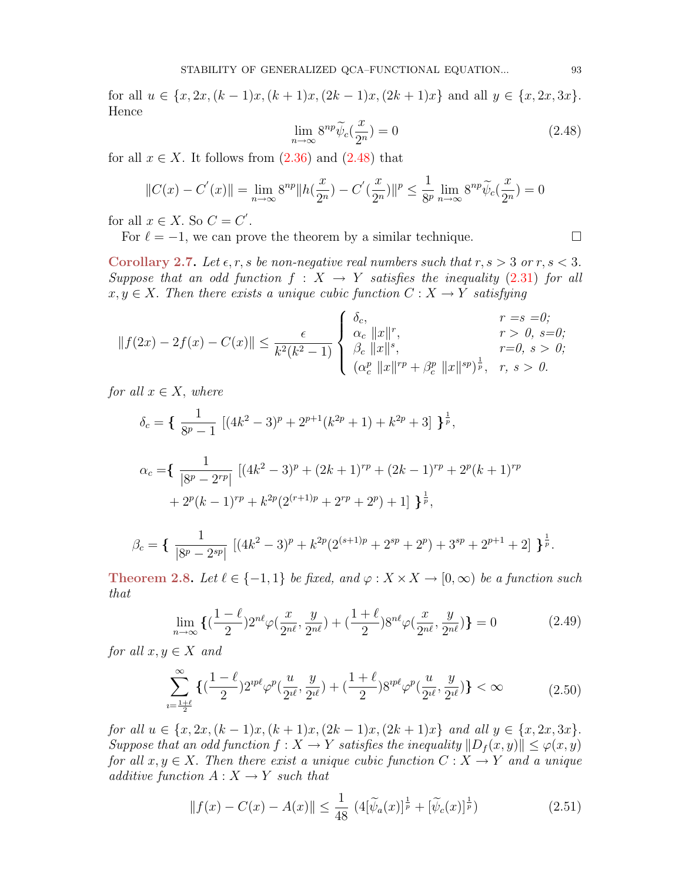for all $u \in \{x, 2x, (k-1)x, (k+1)x, (2k-1)x, (2k+1)x\}$ and all $y \in \{x, 2x, 3x\}$. Hence

$$\lim_{n\to\infty} 8^{np}\widetilde{\psi}_c(\frac{x}{2^n}) = 0 \tag{2.48}$$

for all $x \in X$. It follows from (2.36) and (2.48) that

$$\|C(x) - C^{'}(x)\| = \lim_{n\to\infty} 8^{np}\|h(\frac{x}{2^n}) - C^{'}(\frac{x}{2^n})\|^p \leq \frac{1}{8^p}\lim_{n\to\infty} 8^{np}\widetilde{\psi}_c(\frac{x}{2^n}) = 0$$

for all $x \in X$. So $C = C^{'}$.

For $\ell = -1$, we can prove the theorem by a similar technique. $\square$

**Corollary 2.7.** *Let $\epsilon, r, s$ be non-negative real numbers such that $r, s > 3$ or $r, s < 3$. Suppose that an odd function $f : X \to Y$ satisfies the inequality (2.31) for all $x, y \in X$. Then there exists a unique cubic function $C : X \to Y$ satisfying*

$$\|f(2x) - 2f(x) - C(x)\| \leq \frac{\epsilon}{k^2(k^2-1)} \begin{cases} \delta_c, & r = s = 0; \\ \alpha_c \; \|x\|^r, & r > 0, \; s = 0; \\ \beta_c \; \|x\|^s, & r = 0, \; s > 0; \\ (\alpha_c^p \; \|x\|^{rp} + \beta_c^p \; \|x\|^{sp})^{\frac{1}{p}}, & r, \; s > 0. \end{cases}$$

*for all $x \in X$, where*

$$\delta_c = \Big\{ \; \frac{1}{8^p - 1} \; [(4k^2-3)^p + 2^{p+1}(k^{2p}+1) + k^{2p} + 3] \; \Big\}^{\frac{1}{p}},$$

$$\alpha_c = \Big\{ \; \frac{1}{|8^p - 2^{rp}|} \; [(4k^2-3)^p + (2k+1)^{rp} + (2k-1)^{rp} + 2^p(k+1)^{rp} + 2^p(k-1)^{rp} + k^{2p}(2^{(r+1)p} + 2^{rp} + 2^p) + 1] \; \Big\}^{\frac{1}{p}},$$

$$\beta_c = \Big\{ \; \frac{1}{|8^p - 2^{sp}|} \; [(4k^2-3)^p + k^{2p}(2^{(s+1)p} + 2^{sp} + 2^p) + 3^{sp} + 2^{p+1} + 2] \; \Big\}^{\frac{1}{p}}.$$

**Theorem 2.8.** *Let $\ell \in \{-1, 1\}$ be fixed, and $\varphi : X \times X \to [0, \infty)$ be a function such that*

$$\lim_{n\to\infty} \Big\{(\frac{1-\ell}{2})2^{n\ell}\varphi(\frac{x}{2^{n\ell}}, \frac{y}{2^{n\ell}}) + (\frac{1+\ell}{2})8^{n\ell}\varphi(\frac{x}{2^{n\ell}}, \frac{y}{2^{n\ell}})\Big\} = 0 \tag{2.49}$$

*for all $x, y \in X$ and*

$$\sum_{\imath=\frac{1+\ell}{2}}^{\infty} \Big\{(\frac{1-\ell}{2})2^{\imath p\ell}\varphi^p(\frac{u}{2^{\imath\ell}}, \frac{y}{2^{\imath\ell}}) + (\frac{1+\ell}{2})8^{\imath p\ell}\varphi^p(\frac{u}{2^{\imath\ell}}, \frac{y}{2^{\imath\ell}})\Big\} < \infty \tag{2.50}$$

*for all $u \in \{x, 2x, (k-1)x, (k+1)x, (2k-1)x, (2k+1)x\}$ and all $y \in \{x, 2x, 3x\}$. Suppose that an odd function $f : X \to Y$ satisfies the inequality $\|D_f(x, y)\| \leq \varphi(x, y)$ for all $x, y \in X$. Then there exist a unique cubic function $C : X \to Y$ and a unique additive function $A : X \to Y$ such that*

$$\|f(x) - C(x) - A(x)\| \leq \frac{1}{48} \; (4[\widetilde{\psi}_a(x)]^{\frac{1}{p}} + [\widetilde{\psi}_c(x)]^{\frac{1}{p}}) \tag{2.51}$$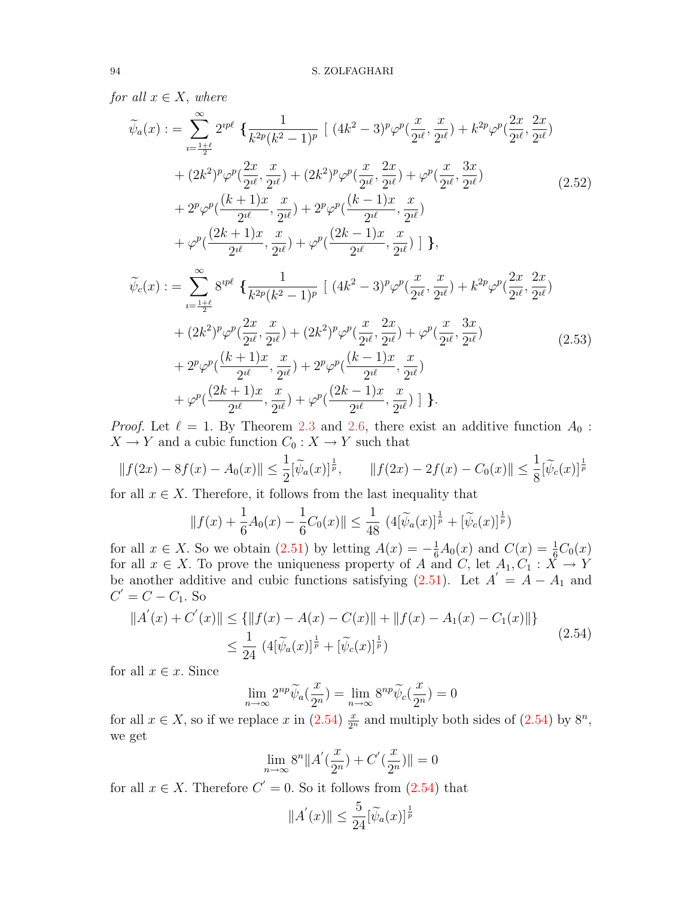*for all $x \in X$, where*

$$
\begin{aligned}
\widetilde{\psi}_a(x) := \sum_{\imath=\frac{1+\ell}{2}}^{\infty} 2^{\imath p\ell} \ \Big\{ \frac{1}{k^{2p}(k^2-1)^p} \ \big[ \ (4k^2-3)^p\varphi^p(\frac{x}{2^{\imath\ell}}, \frac{x}{2^{\imath\ell}}) + k^{2p}\varphi^p(\frac{2x}{2^{\imath\ell}}, \frac{2x}{2^{\imath\ell}}) \\
+ (2k^2)^p\varphi^p(\frac{2x}{2^{\imath\ell}}, \frac{x}{2^{\imath\ell}}) + (2k^2)^p\varphi^p(\frac{x}{2^{\imath\ell}}, \frac{2x}{2^{\imath\ell}}) + \varphi^p(\frac{x}{2^{\imath\ell}}, \frac{3x}{2^{\imath\ell}}) \\
+ 2^p\varphi^p(\frac{(k+1)x}{2^{\imath\ell}}, \frac{x}{2^{\imath\ell}}) + 2^p\varphi^p(\frac{(k-1)x}{2^{\imath\ell}}, \frac{x}{2^{\imath\ell}}) \\
+ \varphi^p(\frac{(2k+1)x}{2^{\imath\ell}}, \frac{x}{2^{\imath\ell}}) + \varphi^p(\frac{(2k-1)x}{2^{\imath\ell}}, \frac{x}{2^{\imath\ell}}) \ \big] \ \Big\},
\end{aligned}
\tag{2.52}
$$

$$
\begin{aligned}
\widetilde{\psi}_c(x) := \sum_{\imath=\frac{1+\ell}{2}}^{\infty} 8^{\imath p\ell} \ \Big\{ \frac{1}{k^{2p}(k^2-1)^p} \ \big[ \ (4k^2-3)^p\varphi^p(\frac{x}{2^{\imath\ell}}, \frac{x}{2^{\imath\ell}}) + k^{2p}\varphi^p(\frac{2x}{2^{\imath\ell}}, \frac{2x}{2^{\imath\ell}}) \\
+ (2k^2)^p\varphi^p(\frac{2x}{2^{\imath\ell}}, \frac{x}{2^{\imath\ell}}) + (2k^2)^p\varphi^p(\frac{x}{2^{\imath\ell}}, \frac{2x}{2^{\imath\ell}}) + \varphi^p(\frac{x}{2^{\imath\ell}}, \frac{3x}{2^{\imath\ell}}) \\
+ 2^p\varphi^p(\frac{(k+1)x}{2^{\imath\ell}}, \frac{x}{2^{\imath\ell}}) + 2^p\varphi^p(\frac{(k-1)x}{2^{\imath\ell}}, \frac{x}{2^{\imath\ell}}) \\
+ \varphi^p(\frac{(2k+1)x}{2^{\imath\ell}}, \frac{x}{2^{\imath\ell}}) + \varphi^p(\frac{(2k-1)x}{2^{\imath\ell}}, \frac{x}{2^{\imath\ell}}) \ \big] \ \Big\}.
\end{aligned}
\tag{2.53}
$$

*Proof.* Let $\ell = 1$. By Theorem 2.3 and 2.6, there exist an additive function $A_0 : X \to Y$ and a cubic function $C_0 : X \to Y$ such that

$$
\|f(2x) - 8f(x) - A_0(x)\| \le \frac{1}{2}[\widetilde{\psi}_a(x)]^{\frac{1}{p}}, \qquad \|f(2x) - 2f(x) - C_0(x)\| \le \frac{1}{8}[\widetilde{\psi}_c(x)]^{\frac{1}{p}}
$$

for all $x \in X$. Therefore, it follows from the last inequality that

$$
\|f(x) + \frac{1}{6}A_0(x) - \frac{1}{6}C_0(x)\| \le \frac{1}{48} \ (4[\widetilde{\psi}_a(x)]^{\frac{1}{p}} + [\widetilde{\psi}_c(x)]^{\frac{1}{p}})
$$

for all $x \in X$. So we obtain (2.51) by letting $A(x) = -\frac{1}{6}A_0(x)$ and $C(x) = \frac{1}{6}C_0(x)$ for all $x \in X$. To prove the uniqueness property of $A$ and $C$, let $A_1, C_1 : X \to Y$ be another additive and cubic functions satisfying (2.51). Let $A^{'} = A - A_1$ and $C^{'} = C - C_1$. So

$$
\begin{aligned}
\|A^{'}(x) + C^{'}(x)\| &\le \{\|f(x) - A(x) - C(x)\| + \|f(x) - A_1(x) - C_1(x)\|\} \\
&\le \frac{1}{24} \ (4[\widetilde{\psi}_a(x)]^{\frac{1}{p}} + [\widetilde{\psi}_c(x)]^{\frac{1}{p}})
\end{aligned}
\tag{2.54}
$$

for all $x \in x$. Since

$$
\lim_{n\to\infty} 2^{np}\widetilde{\psi}_a(\frac{x}{2^n}) = \lim_{n\to\infty} 8^{np}\widetilde{\psi}_c(\frac{x}{2^n}) = 0
$$

for all $x \in X$, so if we replace $x$ in (2.54) $\frac{x}{2^n}$ and multiply both sides of (2.54) by $8^n$, we get

$$
\lim_{n\to\infty} 8^n\|A^{'}(\frac{x}{2^n}) + C^{'}(\frac{x}{2^n})\| = 0
$$

for all $x \in X$. Therefore $C^{'} = 0$. So it follows from (2.54) that

$$
\|A^{'}(x)\| \le \frac{5}{24}[\widetilde{\psi}_a(x)]^{\frac{1}{p}}
$$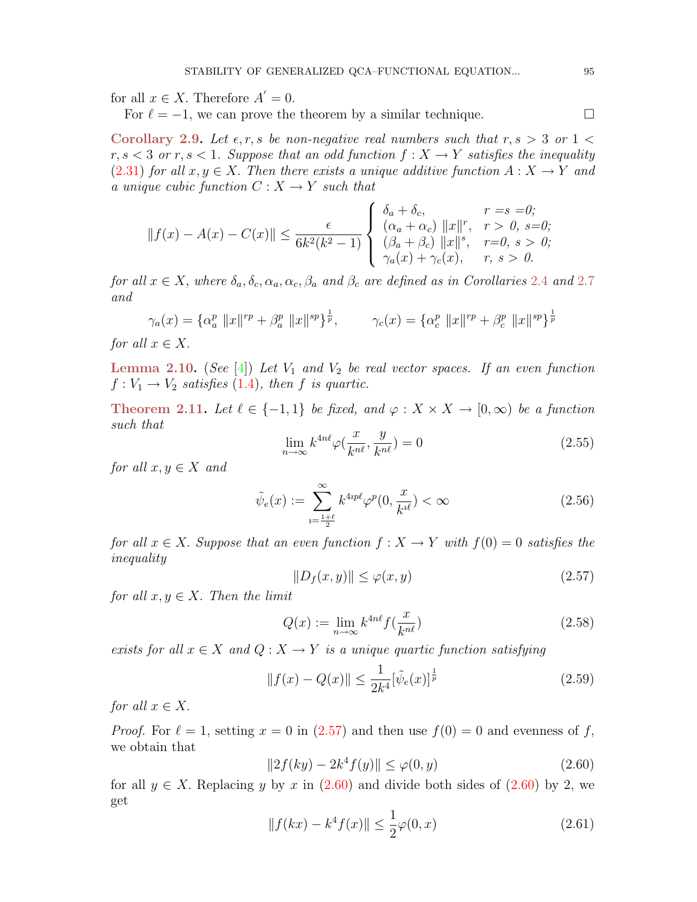for all $x \in X$. Therefore $A' = 0$.

For $\ell = -1$, we can prove the theorem by a similar technique. $\square$

**Corollary 2.9.** *Let $\epsilon, r, s$ be non-negative real numbers such that $r, s > 3$ or $1 < r, s < 3$ or $r, s < 1$. Suppose that an odd function $f : X \to Y$ satisfies the inequality (2.31) for all $x, y \in X$. Then there exists a unique additive function $A : X \to Y$ and a unique cubic function $C : X \to Y$ such that*

$$\|f(x) - A(x) - C(x)\| \leq \frac{\epsilon}{6k^2(k^2-1)} \begin{cases} \delta_a + \delta_c, & r = s = 0; \\ (\alpha_a + \alpha_c)\ \|x\|^r, & r > 0,\ s = 0; \\ (\beta_a + \beta_c)\ \|x\|^s, & r = 0,\ s > 0; \\ \gamma_a(x) + \gamma_c(x), & r,\ s > 0. \end{cases}$$

*for all $x \in X$, where $\delta_a, \delta_c, \alpha_a, \alpha_c, \beta_a$ and $\beta_c$ are defined as in Corollaries 2.4 and 2.7 and*

$$\gamma_a(x) = \{\alpha_a^p\ \|x\|^{rp} + \beta_a^p\ \|x\|^{sp}\}^{\frac{1}{p}}, \qquad \gamma_c(x) = \{\alpha_c^p\ \|x\|^{rp} + \beta_c^p\ \|x\|^{sp}\}^{\frac{1}{p}}$$

*for all $x \in X$.*

**Lemma 2.10.** (*See* [4]) *Let $V_1$ and $V_2$ be real vector spaces. If an even function $f : V_1 \to V_2$ satisfies (1.4), then $f$ is quartic.*

**Theorem 2.11.** *Let $\ell \in \{-1, 1\}$ be fixed, and $\varphi : X \times X \to [0, \infty)$ be a function such that*

$$\lim_{n \to \infty} k^{4n\ell} \varphi\left(\frac{x}{k^{n\ell}}, \frac{y}{k^{n\ell}}\right) = 0 \tag{2.55}$$

*for all $x, y \in X$ and*

$$\tilde{\psi}_e(x) := \sum_{\imath = \frac{1+\ell}{2}}^{\infty} k^{4\imath p \ell} \varphi^p\left(0, \frac{x}{k^{\imath \ell}}\right) < \infty \tag{2.56}$$

*for all $x \in X$. Suppose that an even function $f : X \to Y$ with $f(0) = 0$ satisfies the inequality*

$$\|D_f(x, y)\| \leq \varphi(x, y) \tag{2.57}$$

*for all $x, y \in X$. Then the limit*

$$Q(x) := \lim_{n \to \infty} k^{4n\ell} f\left(\frac{x}{k^{n\ell}}\right) \tag{2.58}$$

*exists for all $x \in X$ and $Q : X \to Y$ is a unique quartic function satisfying*

$$\|f(x) - Q(x)\| \leq \frac{1}{2k^4} [\tilde{\psi}_e(x)]^{\frac{1}{p}} \tag{2.59}$$

*for all $x \in X$.*

*Proof.* For $\ell = 1$, setting $x = 0$ in (2.57) and then use $f(0) = 0$ and evenness of $f$, we obtain that

$$\|2f(ky) - 2k^4 f(y)\| \leq \varphi(0, y) \tag{2.60}$$

for all $y \in X$. Replacing $y$ by $x$ in (2.60) and divide both sides of (2.60) by 2, we get

$$\|f(kx) - k^4 f(x)\| \leq \frac{1}{2} \varphi(0, x) \tag{2.61}$$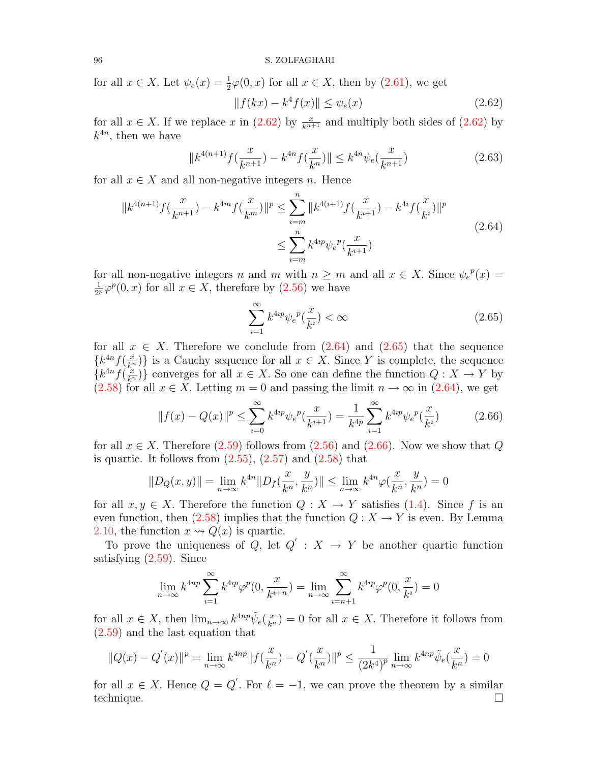for all $x \in X$. Let $\psi_e(x) = \frac{1}{2}\varphi(0, x)$ for all $x \in X$, then by (2.61), we get

$$\|f(kx) - k^4 f(x)\| \le \psi_e(x) \tag{2.62}$$

for all $x \in X$. If we replace $x$ in (2.62) by $\frac{x}{k^{n+1}}$ and multiply both sides of (2.62) by $k^{4n}$, then we have

$$\|k^{4(n+1)} f(\frac{x}{k^{n+1}}) - k^{4n} f(\frac{x}{k^n})\| \le k^{4n}\psi_e(\frac{x}{k^{n+1}}) \tag{2.63}$$

for all $x \in X$ and all non-negative integers $n$. Hence

$$\begin{aligned}\|k^{4(n+1)} f(\frac{x}{k^{n+1}}) - k^{4m} f(\frac{x}{k^m})\|^p &\le \sum_{\imath=m}^{n} \|k^{4(\imath+1)} f(\frac{x}{k^{\imath+1}}) - k^{4\imath} f(\frac{x}{k^\imath})\|^p \\ &\le \sum_{\imath=m}^{n} k^{4\imath p}{\psi_e}^p(\frac{x}{k^{\imath+1}})\end{aligned} \tag{2.64}$$

for all non-negative integers $n$ and $m$ with $n \ge m$ and all $x \in X$. Since ${\psi_e}^p(x) = \frac{1}{2^p}\varphi^p(0, x)$ for all $x \in X$, therefore by (2.56) we have

$$\sum_{\imath=1}^{\infty} k^{4\imath p}{\psi_e}^p(\frac{x}{k^\imath}) < \infty \tag{2.65}$$

for all $x \in X$. Therefore we conclude from (2.64) and (2.65) that the sequence $\{k^{4n} f(\frac{x}{k^n})\}$ is a Cauchy sequence for all $x \in X$. Since $Y$ is complete, the sequence $\{k^{4n} f(\frac{x}{k^n})\}$ converges for all $x \in X$. So one can define the function $Q : X \to Y$ by (2.58) for all $x \in X$. Letting $m = 0$ and passing the limit $n \to \infty$ in (2.64), we get

$$\|f(x) - Q(x)\|^p \le \sum_{\imath=0}^{\infty} k^{4\imath p}{\psi_e}^p(\frac{x}{k^{\imath+1}}) = \frac{1}{k^{4p}} \sum_{\imath=1}^{\infty} k^{4\imath p}{\psi_e}^p(\frac{x}{k^\imath}) \tag{2.66}$$

for all $x \in X$. Therefore (2.59) follows from (2.56) and (2.66). Now we show that $Q$ is quartic. It follows from (2.55), (2.57) and (2.58) that

$$\|D_Q(x, y)\| = \lim_{n\to\infty} k^{4n}\|D_f(\frac{x}{k^n}, \frac{y}{k^n})\| \le \lim_{n\to\infty} k^{4n}\varphi(\frac{x}{k^n}, \frac{y}{k^n}) = 0$$

for all $x, y \in X$. Therefore the function $Q : X \to Y$ satisfies (1.4). Since $f$ is an even function, then (2.58) implies that the function $Q : X \to Y$ is even. By Lemma 2.10, the function $x \rightsquigarrow Q(x)$ is quartic.

To prove the uniqueness of $Q$, let $Q' : X \to Y$ be another quartic function satisfying (2.59). Since

$$\lim_{n\to\infty} k^{4np} \sum_{\imath=1}^{\infty} k^{4\imath p}\varphi^p(0, \frac{x}{k^{\imath+n}}) = \lim_{n\to\infty} \sum_{\imath=n+1}^{\infty} k^{4\imath p}\varphi^p(0, \frac{x}{k^\imath}) = 0$$

for all $x \in X$, then $\lim_{n\to\infty} k^{4np}\tilde{\psi}_e(\frac{x}{k^n}) = 0$ for all $x \in X$. Therefore it follows from (2.59) and the last equation that

$$\|Q(x) - Q'(x)\|^p = \lim_{n\to\infty} k^{4np}\|f(\frac{x}{k^n}) - Q'(\frac{x}{k^n})\|^p \le \frac{1}{(2k^4)^p} \lim_{n\to\infty} k^{4np}\tilde{\psi}_e(\frac{x}{k^n}) = 0$$

for all $x \in X$. Hence $Q = Q'$. For $\ell = -1$, we can prove the theorem by a similar technique. □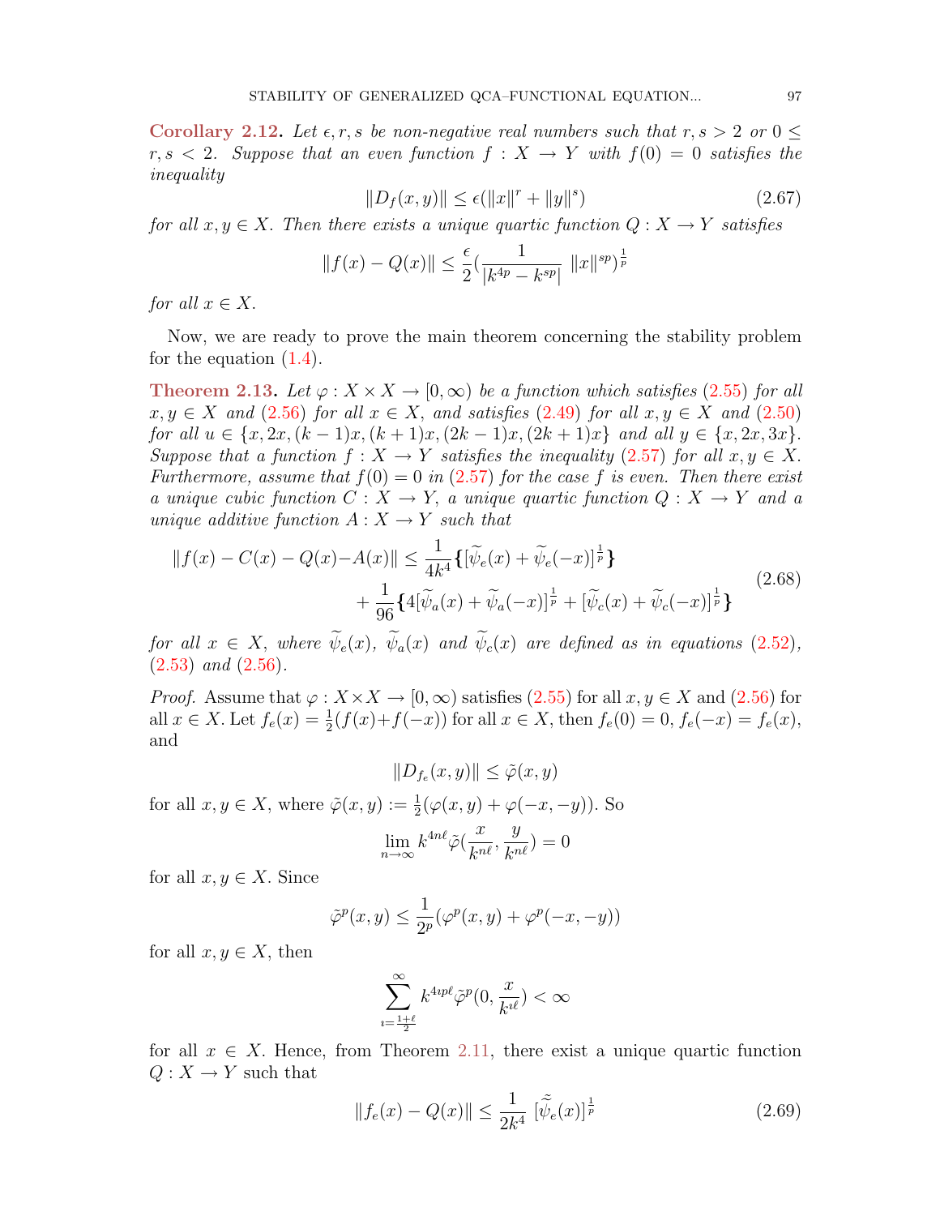**Corollary 2.12.** *Let $\epsilon, r, s$ be non-negative real numbers such that $r, s > 2$ or $0 \leq r, s < 2$. Suppose that an even function $f : X \to Y$ with $f(0) = 0$ satisfies the inequality*

$$\|D_f(x, y)\| \leq \epsilon(\|x\|^r + \|y\|^s) \tag{2.67}$$

*for all $x, y \in X$. Then there exists a unique quartic function $Q : X \to Y$ satisfies*

$$\|f(x) - Q(x)\| \leq \frac{\epsilon}{2}\left(\frac{1}{|k^{4p} - k^{sp}|}\ \|x\|^{sp}\right)^{\frac{1}{p}}$$

*for all $x \in X$.*

Now, we are ready to prove the main theorem concerning the stability problem for the equation (1.4).

**Theorem 2.13.** *Let $\varphi : X \times X \to [0, \infty)$ be a function which satisfies (2.55) for all $x, y \in X$ and (2.56) for all $x \in X$, and satisfies (2.49) for all $x, y \in X$ and (2.50) for all $u \in \{x, 2x, (k-1)x, (k+1)x, (2k-1)x, (2k+1)x\}$ and all $y \in \{x, 2x, 3x\}$. Suppose that a function $f : X \to Y$ satisfies the inequality (2.57) for all $x, y \in X$. Furthermore, assume that $f(0) = 0$ in (2.57) for the case $f$ is even. Then there exist a unique cubic function $C : X \to Y$, a unique quartic function $Q : X \to Y$ and a unique additive function $A : X \to Y$ such that*

$$\begin{aligned}\|f(x) - C(x) - Q(x) - A(x)\| \leq{}& \frac{1}{4k^4}\{[\widetilde{\psi}_e(x) + \widetilde{\psi}_e(-x)]^{\frac{1}{p}}\} \\ &+ \frac{1}{96}\{4[\widetilde{\psi}_a(x) + \widetilde{\psi}_a(-x)]^{\frac{1}{p}} + [\widetilde{\psi}_c(x) + \widetilde{\psi}_c(-x)]^{\frac{1}{p}}\}\end{aligned} \tag{2.68}$$

*for all $x \in X$, where $\widetilde{\psi}_e(x)$, $\widetilde{\psi}_a(x)$ and $\widetilde{\psi}_c(x)$ are defined as in equations (2.52), (2.53) and (2.56).*

*Proof.* Assume that $\varphi : X \times X \to [0, \infty)$ satisfies (2.55) for all $x, y \in X$ and (2.56) for all $x \in X$. Let $f_e(x) = \frac{1}{2}(f(x) + f(-x))$ for all $x \in X$, then $f_e(0) = 0$, $f_e(-x) = f_e(x)$, and

$$\|D_{f_e}(x, y)\| \leq \tilde{\varphi}(x, y)$$

for all $x, y \in X$, where $\tilde{\varphi}(x, y) := \frac{1}{2}(\varphi(x, y) + \varphi(-x, -y))$. So

$$\lim_{n\to\infty} k^{4n\ell}\tilde{\varphi}\left(\frac{x}{k^{n\ell}}, \frac{y}{k^{n\ell}}\right) = 0$$

for all $x, y \in X$. Since

$$\tilde{\varphi}^p(x, y) \leq \frac{1}{2^p}(\varphi^p(x, y) + \varphi^p(-x, -y))$$

for all $x, y \in X$, then

$$\sum_{\imath=\frac{1+\ell}{2}}^{\infty} k^{4\imath p\ell}\tilde{\varphi}^p\left(0, \frac{x}{k^{\imath\ell}}\right) < \infty$$

for all $x \in X$. Hence, from Theorem 2.11, there exist a unique quartic function $Q : X \to Y$ such that

$$\|f_e(x) - Q(x)\| \leq \frac{1}{2k^4}\ [\tilde{\widetilde{\psi}}_e(x)]^{\frac{1}{p}} \tag{2.69}$$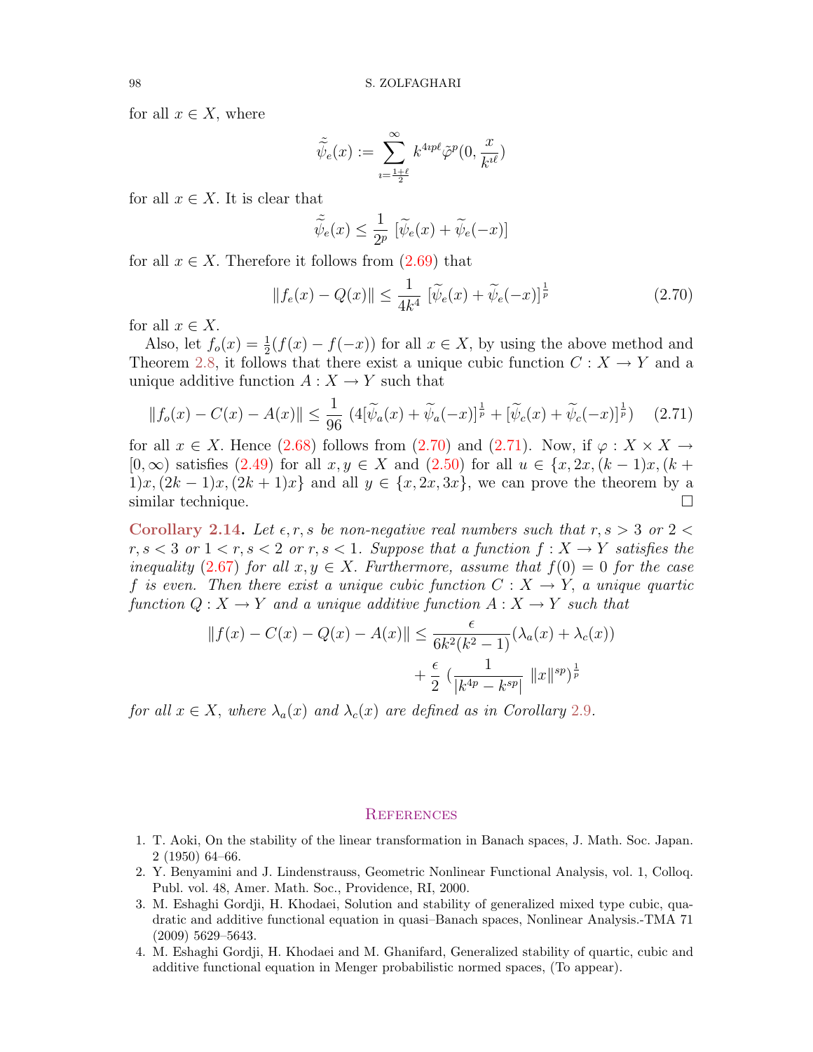for all $x \in X$, where

$$\tilde{\tilde{\psi}}_e(x) := \sum_{\imath=\frac{1+\ell}{2}}^{\infty} k^{4\imath p\ell} \tilde{\varphi}^p(0, \frac{x}{k^{\imath\ell}})$$

for all $x \in X$. It is clear that

$$\tilde{\tilde{\psi}}_e(x) \leq \frac{1}{2^p} \, [\widetilde{\psi}_e(x) + \widetilde{\psi}_e(-x)]$$

for all $x \in X$. Therefore it follows from (2.69) that

$$\|f_e(x) - Q(x)\| \leq \frac{1}{4k^4} \, [\widetilde{\psi}_e(x) + \widetilde{\psi}_e(-x)]^{\frac{1}{p}} \tag{2.70}$$

for all $x \in X$.

Also, let $f_o(x) = \frac{1}{2}(f(x) - f(-x))$ for all $x \in X$, by using the above method and Theorem 2.8, it follows that there exist a unique cubic function $C : X \to Y$ and a unique additive function $A : X \to Y$ such that

$$\|f_o(x) - C(x) - A(x)\| \leq \frac{1}{96} \, (4[\widetilde{\psi}_a(x) + \widetilde{\psi}_a(-x)]^{\frac{1}{p}} + [\widetilde{\psi}_c(x) + \widetilde{\psi}_c(-x)]^{\frac{1}{p}}) \tag{2.71}$$

for all $x \in X$. Hence (2.68) follows from (2.70) and (2.71). Now, if $\varphi : X \times X \to [0, \infty)$ satisfies (2.49) for all $x, y \in X$ and (2.50) for all $u \in \{x, 2x, (k-1)x, (k+1)x, (2k-1)x, (2k+1)x\}$ and all $y \in \{x, 2x, 3x\}$, we can prove the theorem by a similar technique. $\square$

**Corollary 2.14.** *Let $\epsilon, r, s$ be non-negative real numbers such that $r, s > 3$ or $2 < r, s < 3$ or $1 < r, s < 2$ or $r, s < 1$. Suppose that a function $f : X \to Y$ satisfies the inequality (2.67) for all $x, y \in X$. Furthermore, assume that $f(0) = 0$ for the case $f$ is even. Then there exist a unique cubic function $C : X \to Y$, a unique quartic function $Q : X \to Y$ and a unique additive function $A : X \to Y$ such that*

$$\begin{aligned}\|f(x) - C(x) - Q(x) - A(x)\| &\leq \frac{\epsilon}{6k^2(k^2-1)}(\lambda_a(x) + \lambda_c(x)) \\ &\quad + \frac{\epsilon}{2} \, (\frac{1}{|k^{4p} - k^{sp}|} \, \|x\|^{sp})^{\frac{1}{p}}\end{aligned}$$

*for all $x \in X$, where $\lambda_a(x)$ and $\lambda_c(x)$ are defined as in Corollary 2.9.*

## References

1. T. Aoki, On the stability of the linear transformation in Banach spaces, J. Math. Soc. Japan. 2 (1950) 64–66.
2. Y. Benyamini and J. Lindenstrauss, Geometric Nonlinear Functional Analysis, vol. 1, Colloq. Publ. vol. 48, Amer. Math. Soc., Providence, RI, 2000.
3. M. Eshaghi Gordji, H. Khodaei, Solution and stability of generalized mixed type cubic, quadratic and additive functional equation in quasi–Banach spaces, Nonlinear Analysis.-TMA 71 (2009) 5629–5643.
4. M. Eshaghi Gordji, H. Khodaei and M. Ghanifard, Generalized stability of quartic, cubic and additive functional equation in Menger probabilistic normed spaces, (To appear).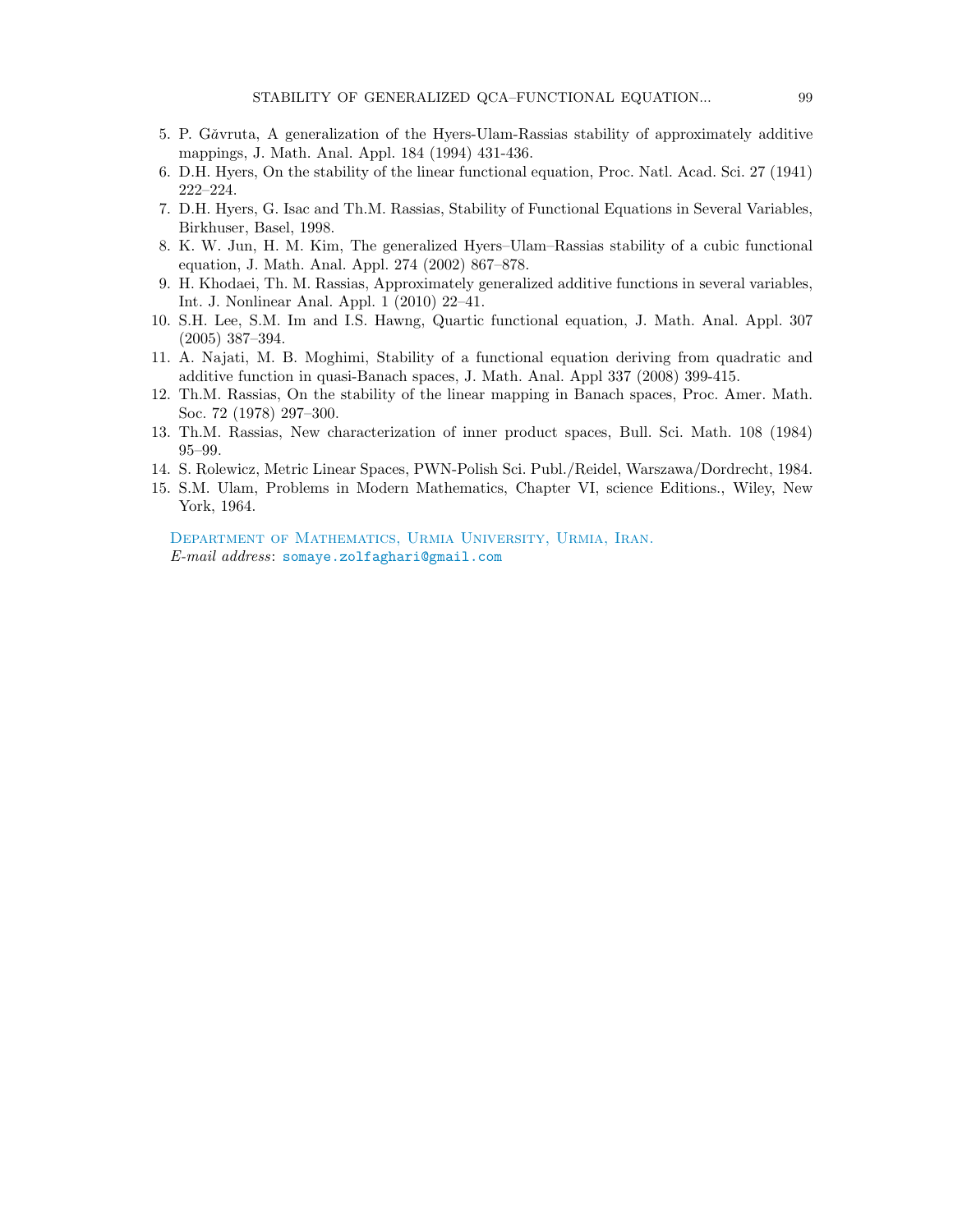5. P. Gǎvruta, A generalization of the Hyers-Ulam-Rassias stability of approximately additive mappings, J. Math. Anal. Appl. 184 (1994) 431-436.
6. D.H. Hyers, On the stability of the linear functional equation, Proc. Natl. Acad. Sci. 27 (1941) 222–224.
7. D.H. Hyers, G. Isac and Th.M. Rassias, Stability of Functional Equations in Several Variables, Birkhuser, Basel, 1998.
8. K. W. Jun, H. M. Kim, The generalized Hyers–Ulam–Rassias stability of a cubic functional equation, J. Math. Anal. Appl. 274 (2002) 867–878.
9. H. Khodaei, Th. M. Rassias, Approximately generalized additive functions in several variables, Int. J. Nonlinear Anal. Appl. 1 (2010) 22–41.
10. S.H. Lee, S.M. Im and I.S. Hawng, Quartic functional equation, J. Math. Anal. Appl. 307 (2005) 387–394.
11. A. Najati, M. B. Moghimi, Stability of a functional equation deriving from quadratic and additive function in quasi-Banach spaces, J. Math. Anal. Appl 337 (2008) 399-415.
12. Th.M. Rassias, On the stability of the linear mapping in Banach spaces, Proc. Amer. Math. Soc. 72 (1978) 297–300.
13. Th.M. Rassias, New characterization of inner product spaces, Bull. Sci. Math. 108 (1984) 95–99.
14. S. Rolewicz, Metric Linear Spaces, PWN-Polish Sci. Publ./Reidel, Warszawa/Dordrecht, 1984.
15. S.M. Ulam, Problems in Modern Mathematics, Chapter VI, science Editions., Wiley, New York, 1964.

Department of Mathematics, Urmia University, Urmia, Iran.
*E-mail address*: somaye.zolfaghari@gmail.com